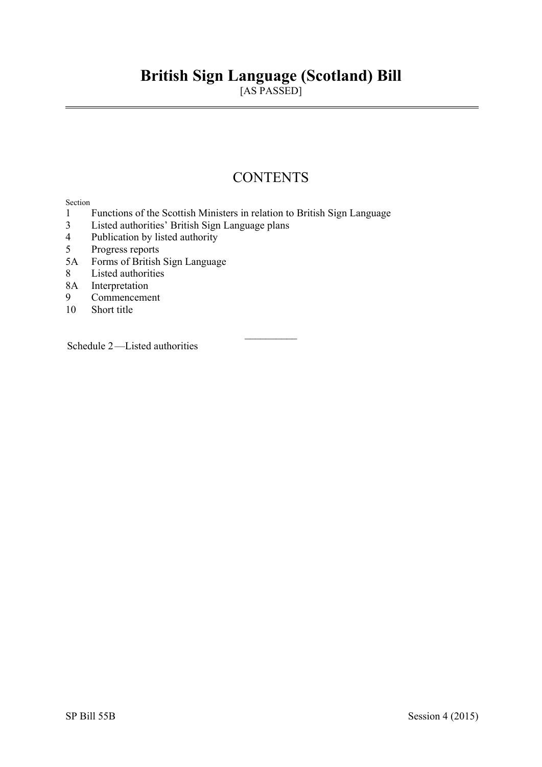# British Sign Language (Scotland) Bill

[AS PASSED]

## CONTENTS

Section

1 Functions of the Scottish Ministers in relation to British Sign Language
3 Listed authorities' British Sign Language plans
4 Publication by listed authority
5 Progress reports
5A Forms of British Sign Language
8 Listed authorities
8A Interpretation
9 Commencement
10 Short title

---

Schedule 2—Listed authorities

SP Bill 55B Session 4 (2015)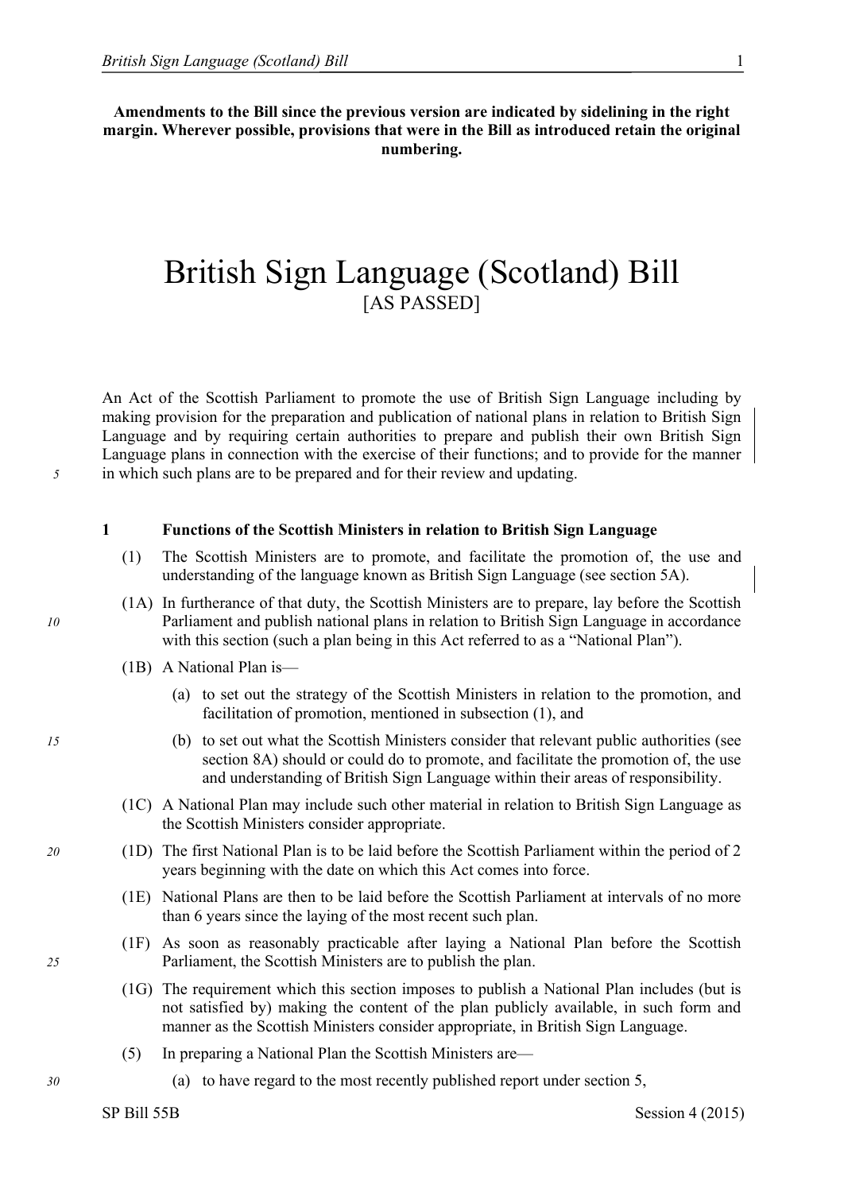**Amendments to the Bill since the previous version are indicated by sidelining in the right margin. Wherever possible, provisions that were in the Bill as introduced retain the original numbering.**

# British Sign Language (Scotland) Bill

[AS PASSED]

An Act of the Scottish Parliament to promote the use of British Sign Language including by making provision for the preparation and publication of national plans in relation to British Sign Language and by requiring certain authorities to prepare and publish their own British Sign Language plans in connection with the exercise of their functions; and to provide for the manner in which such plans are to be prepared and for their review and updating.

## 1 Functions of the Scottish Ministers in relation to British Sign Language

(1) The Scottish Ministers are to promote, and facilitate the promotion of, the use and understanding of the language known as British Sign Language (see section 5A).

(1A) In furtherance of that duty, the Scottish Ministers are to prepare, lay before the Scottish Parliament and publish national plans in relation to British Sign Language in accordance with this section (such a plan being in this Act referred to as a "National Plan").

(1B) A National Plan is—

- (a) to set out the strategy of the Scottish Ministers in relation to the promotion, and facilitation of promotion, mentioned in subsection (1), and
- (b) to set out what the Scottish Ministers consider that relevant public authorities (see section 8A) should or could do to promote, and facilitate the promotion of, the use and understanding of British Sign Language within their areas of responsibility.

(1C) A National Plan may include such other material in relation to British Sign Language as the Scottish Ministers consider appropriate.

(1D) The first National Plan is to be laid before the Scottish Parliament within the period of 2 years beginning with the date on which this Act comes into force.

(1E) National Plans are then to be laid before the Scottish Parliament at intervals of no more than 6 years since the laying of the most recent such plan.

(1F) As soon as reasonably practicable after laying a National Plan before the Scottish Parliament, the Scottish Ministers are to publish the plan.

(1G) The requirement which this section imposes to publish a National Plan includes (but is not satisfied by) making the content of the plan publicly available, in such form and manner as the Scottish Ministers consider appropriate, in British Sign Language.

(5) In preparing a National Plan the Scottish Ministers are—

- (a) to have regard to the most recently published report under section 5,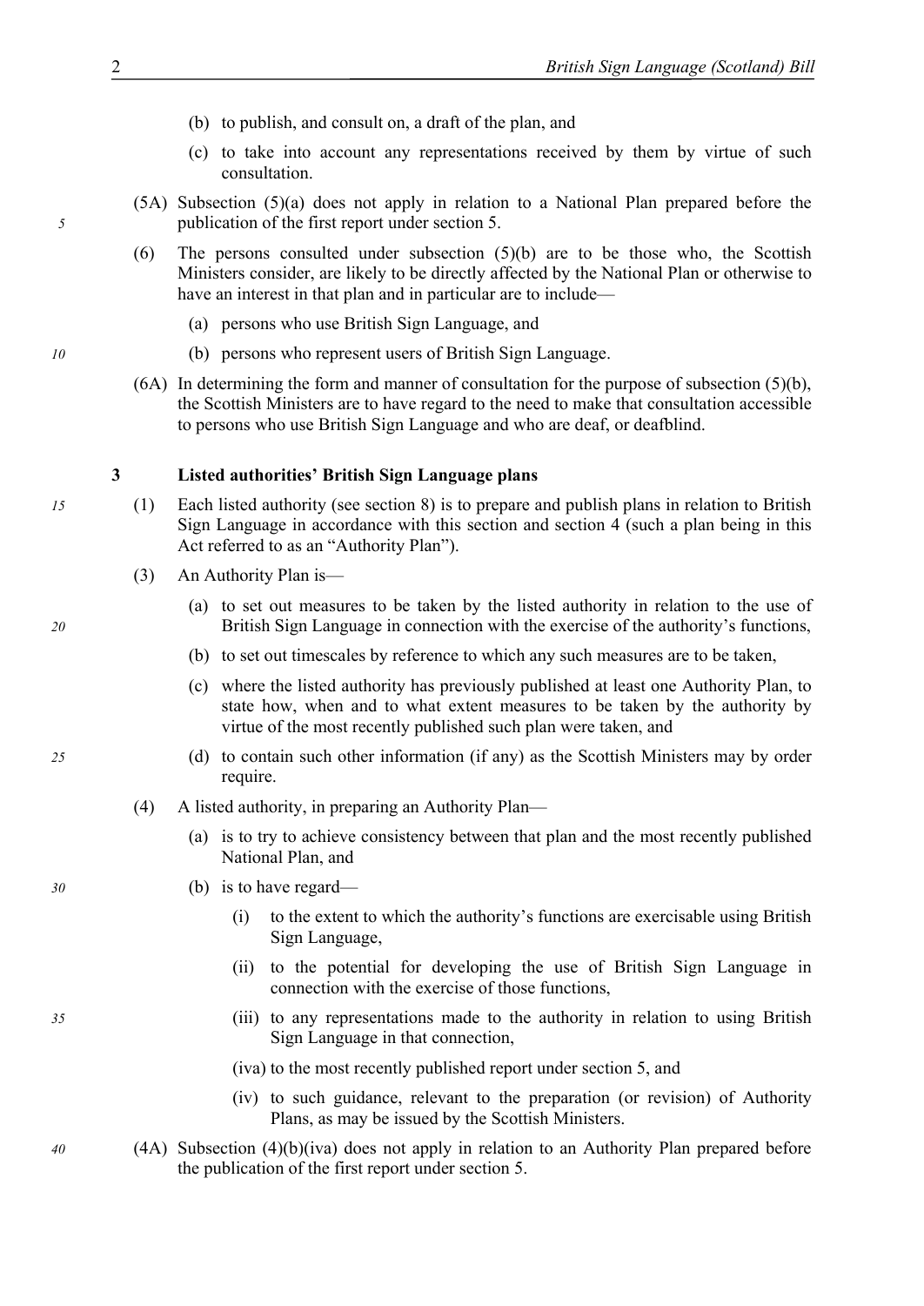(b) to publish, and consult on, a draft of the plan, and

(c) to take into account any representations received by them by virtue of such consultation.

(5A) Subsection (5)(a) does not apply in relation to a National Plan prepared before the publication of the first report under section 5.

(6) The persons consulted under subsection (5)(b) are to be those who, the Scottish Ministers consider, are likely to be directly affected by the National Plan or otherwise to have an interest in that plan and in particular are to include—

(a) persons who use British Sign Language, and

(b) persons who represent users of British Sign Language.

(6A) In determining the form and manner of consultation for the purpose of subsection (5)(b), the Scottish Ministers are to have regard to the need to make that consultation accessible to persons who use British Sign Language and who are deaf, or deafblind.

### 3 Listed authorities' British Sign Language plans

(1) Each listed authority (see section 8) is to prepare and publish plans in relation to British Sign Language in accordance with this section and section 4 (such a plan being in this Act referred to as an "Authority Plan").

(3) An Authority Plan is—

(a) to set out measures to be taken by the listed authority in relation to the use of British Sign Language in connection with the exercise of the authority's functions,

(b) to set out timescales by reference to which any such measures are to be taken,

(c) where the listed authority has previously published at least one Authority Plan, to state how, when and to what extent measures to be taken by the authority by virtue of the most recently published such plan were taken, and

(d) to contain such other information (if any) as the Scottish Ministers may by order require.

(4) A listed authority, in preparing an Authority Plan—

(a) is to try to achieve consistency between that plan and the most recently published National Plan, and

(b) is to have regard—

(i) to the extent to which the authority's functions are exercisable using British Sign Language,

(ii) to the potential for developing the use of British Sign Language in connection with the exercise of those functions,

(iii) to any representations made to the authority in relation to using British Sign Language in that connection,

(iva) to the most recently published report under section 5, and

(iv) to such guidance, relevant to the preparation (or revision) of Authority Plans, as may be issued by the Scottish Ministers.

(4A) Subsection (4)(b)(iva) does not apply in relation to an Authority Plan prepared before the publication of the first report under section 5.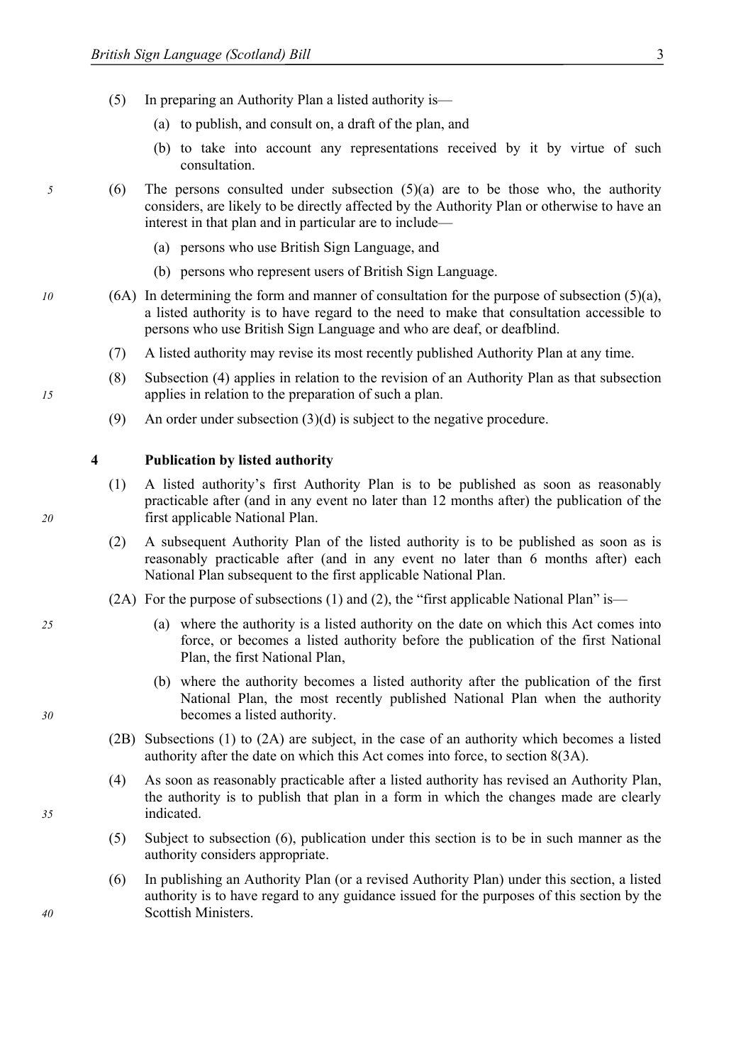(5) In preparing an Authority Plan a listed authority is—

(a) to publish, and consult on, a draft of the plan, and

(b) to take into account any representations received by it by virtue of such consultation.

(6) The persons consulted under subsection (5)(a) are to be those who, the authority considers, are likely to be directly affected by the Authority Plan or otherwise to have an interest in that plan and in particular are to include—

(a) persons who use British Sign Language, and

(b) persons who represent users of British Sign Language.

(6A) In determining the form and manner of consultation for the purpose of subsection (5)(a), a listed authority is to have regard to the need to make that consultation accessible to persons who use British Sign Language and who are deaf, or deafblind.

(7) A listed authority may revise its most recently published Authority Plan at any time.

(8) Subsection (4) applies in relation to the revision of an Authority Plan as that subsection applies in relation to the preparation of such a plan.

(9) An order under subsection (3)(d) is subject to the negative procedure.

**4 Publication by listed authority**

(1) A listed authority's first Authority Plan is to be published as soon as reasonably practicable after (and in any event no later than 12 months after) the publication of the first applicable National Plan.

(2) A subsequent Authority Plan of the listed authority is to be published as soon as is reasonably practicable after (and in any event no later than 6 months after) each National Plan subsequent to the first applicable National Plan.

(2A) For the purpose of subsections (1) and (2), the "first applicable National Plan" is—

(a) where the authority is a listed authority on the date on which this Act comes into force, or becomes a listed authority before the publication of the first National Plan, the first National Plan,

(b) where the authority becomes a listed authority after the publication of the first National Plan, the most recently published National Plan when the authority becomes a listed authority.

(2B) Subsections (1) to (2A) are subject, in the case of an authority which becomes a listed authority after the date on which this Act comes into force, to section 8(3A).

(4) As soon as reasonably practicable after a listed authority has revised an Authority Plan, the authority is to publish that plan in a form in which the changes made are clearly indicated.

(5) Subject to subsection (6), publication under this section is to be in such manner as the authority considers appropriate.

(6) In publishing an Authority Plan (or a revised Authority Plan) under this section, a listed authority is to have regard to any guidance issued for the purposes of this section by the Scottish Ministers.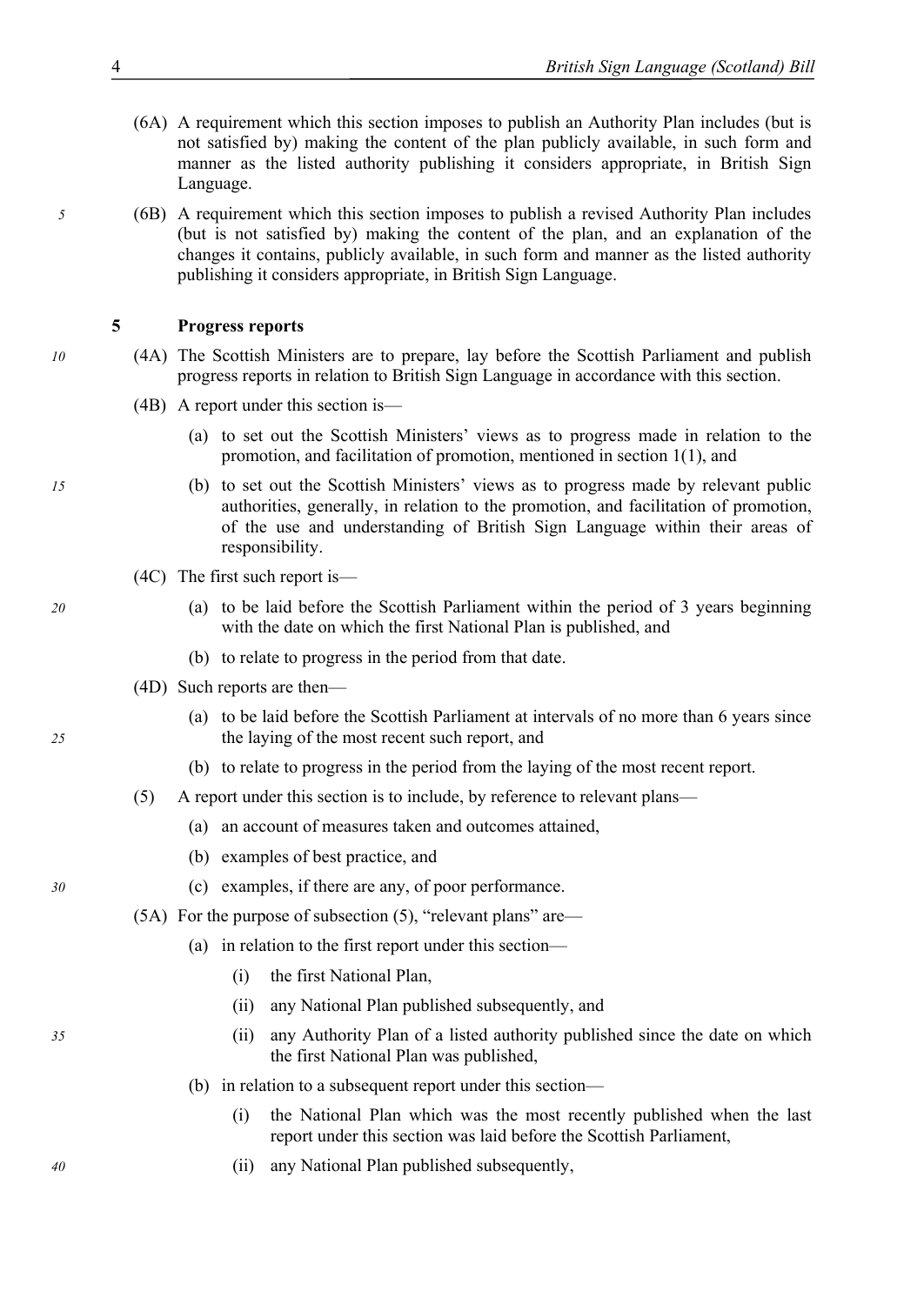(6A) A requirement which this section imposes to publish an Authority Plan includes (but is not satisfied by) making the content of the plan publicly available, in such form and manner as the listed authority publishing it considers appropriate, in British Sign Language.

(6B) A requirement which this section imposes to publish a revised Authority Plan includes (but is not satisfied by) making the content of the plan, and an explanation of the changes it contains, publicly available, in such form and manner as the listed authority publishing it considers appropriate, in British Sign Language.

### 5 Progress reports

(4A) The Scottish Ministers are to prepare, lay before the Scottish Parliament and publish progress reports in relation to British Sign Language in accordance with this section.

(4B) A report under this section is—

(a) to set out the Scottish Ministers' views as to progress made in relation to the promotion, and facilitation of promotion, mentioned in section 1(1), and

(b) to set out the Scottish Ministers' views as to progress made by relevant public authorities, generally, in relation to the promotion, and facilitation of promotion, of the use and understanding of British Sign Language within their areas of responsibility.

(4C) The first such report is—

(a) to be laid before the Scottish Parliament within the period of 3 years beginning with the date on which the first National Plan is published, and

(b) to relate to progress in the period from that date.

(4D) Such reports are then—

(a) to be laid before the Scottish Parliament at intervals of no more than 6 years since the laying of the most recent such report, and

(b) to relate to progress in the period from the laying of the most recent report.

(5) A report under this section is to include, by reference to relevant plans—

(a) an account of measures taken and outcomes attained,

(b) examples of best practice, and

(c) examples, if there are any, of poor performance.

(5A) For the purpose of subsection (5), "relevant plans" are—

(a) in relation to the first report under this section—

(i) the first National Plan,

(ii) any National Plan published subsequently, and

(ii) any Authority Plan of a listed authority published since the date on which the first National Plan was published,

(b) in relation to a subsequent report under this section—

(i) the National Plan which was the most recently published when the last report under this section was laid before the Scottish Parliament,

(ii) any National Plan published subsequently,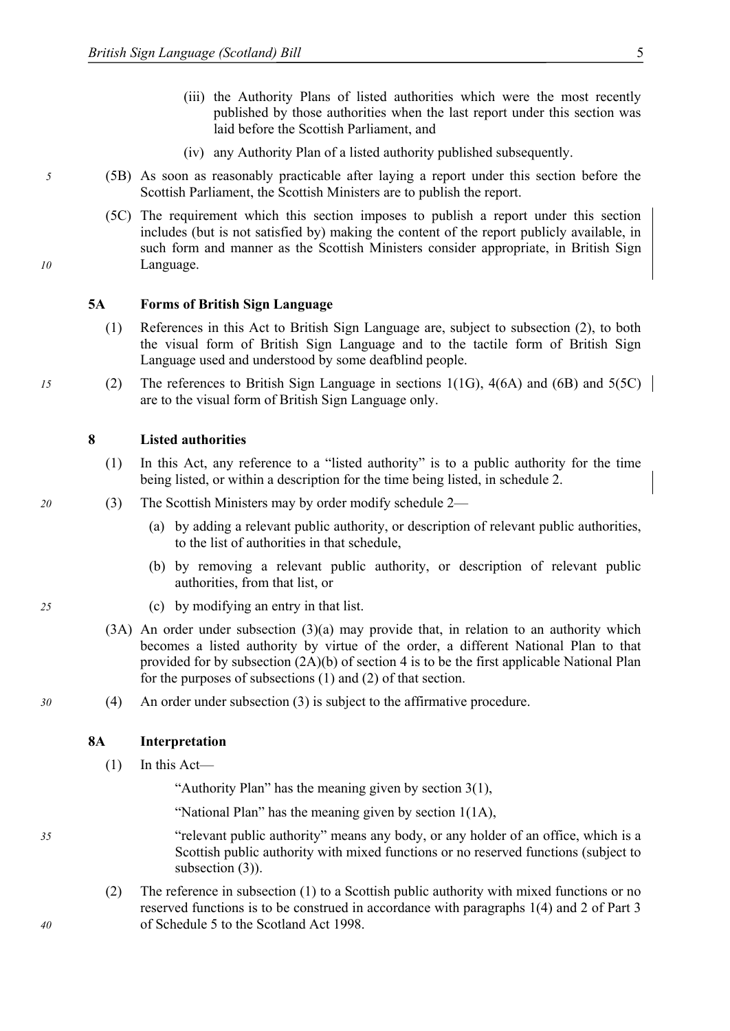(iii) the Authority Plans of listed authorities which were the most recently published by those authorities when the last report under this section was laid before the Scottish Parliament, and

(iv) any Authority Plan of a listed authority published subsequently.

(5B) As soon as reasonably practicable after laying a report under this section before the Scottish Parliament, the Scottish Ministers are to publish the report.

(5C) The requirement which this section imposes to publish a report under this section includes (but is not satisfied by) making the content of the report publicly available, in such form and manner as the Scottish Ministers consider appropriate, in British Sign Language.

### 5A Forms of British Sign Language

(1) References in this Act to British Sign Language are, subject to subsection (2), to both the visual form of British Sign Language and to the tactile form of British Sign Language used and understood by some deafblind people.

(2) The references to British Sign Language in sections 1(1G), 4(6A) and (6B) and 5(5C) are to the visual form of British Sign Language only.

### 8 Listed authorities

(1) In this Act, any reference to a "listed authority" is to a public authority for the time being listed, or within a description for the time being listed, in schedule 2.

(3) The Scottish Ministers may by order modify schedule 2—

(a) by adding a relevant public authority, or description of relevant public authorities, to the list of authorities in that schedule,

(b) by removing a relevant public authority, or description of relevant public authorities, from that list, or

(c) by modifying an entry in that list.

(3A) An order under subsection (3)(a) may provide that, in relation to an authority which becomes a listed authority by virtue of the order, a different National Plan to that provided for by subsection (2A)(b) of section 4 is to be the first applicable National Plan for the purposes of subsections (1) and (2) of that section.

(4) An order under subsection (3) is subject to the affirmative procedure.

### 8A Interpretation

(1) In this Act—

"Authority Plan" has the meaning given by section 3(1),

"National Plan" has the meaning given by section 1(1A),

"relevant public authority" means any body, or any holder of an office, which is a Scottish public authority with mixed functions or no reserved functions (subject to subsection (3)).

(2) The reference in subsection (1) to a Scottish public authority with mixed functions or no reserved functions is to be construed in accordance with paragraphs 1(4) and 2 of Part 3 of Schedule 5 to the Scotland Act 1998.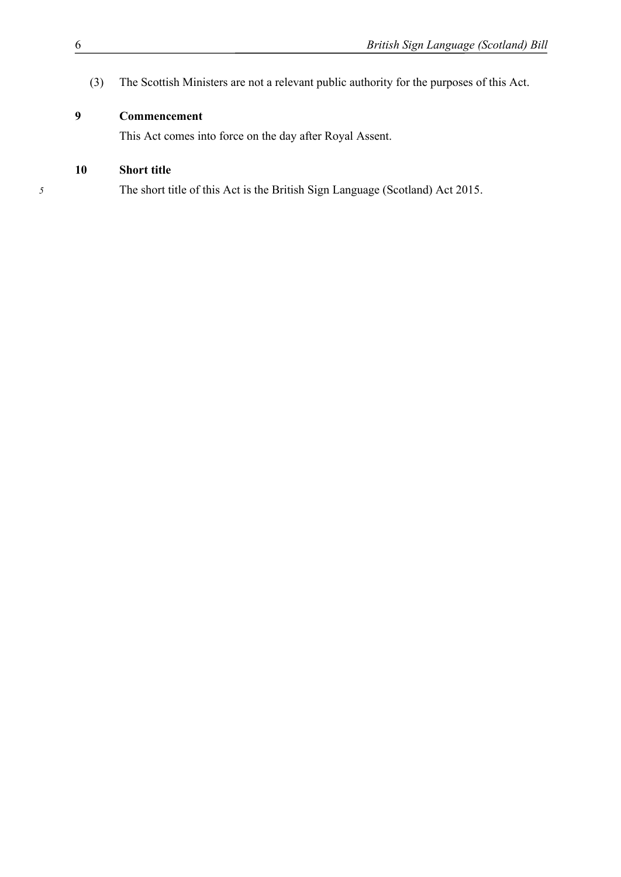(3) The Scottish Ministers are not a relevant public authority for the purposes of this Act.

**9 Commencement**

This Act comes into force on the day after Royal Assent.

**10 Short title**

The short title of this Act is the British Sign Language (Scotland) Act 2015.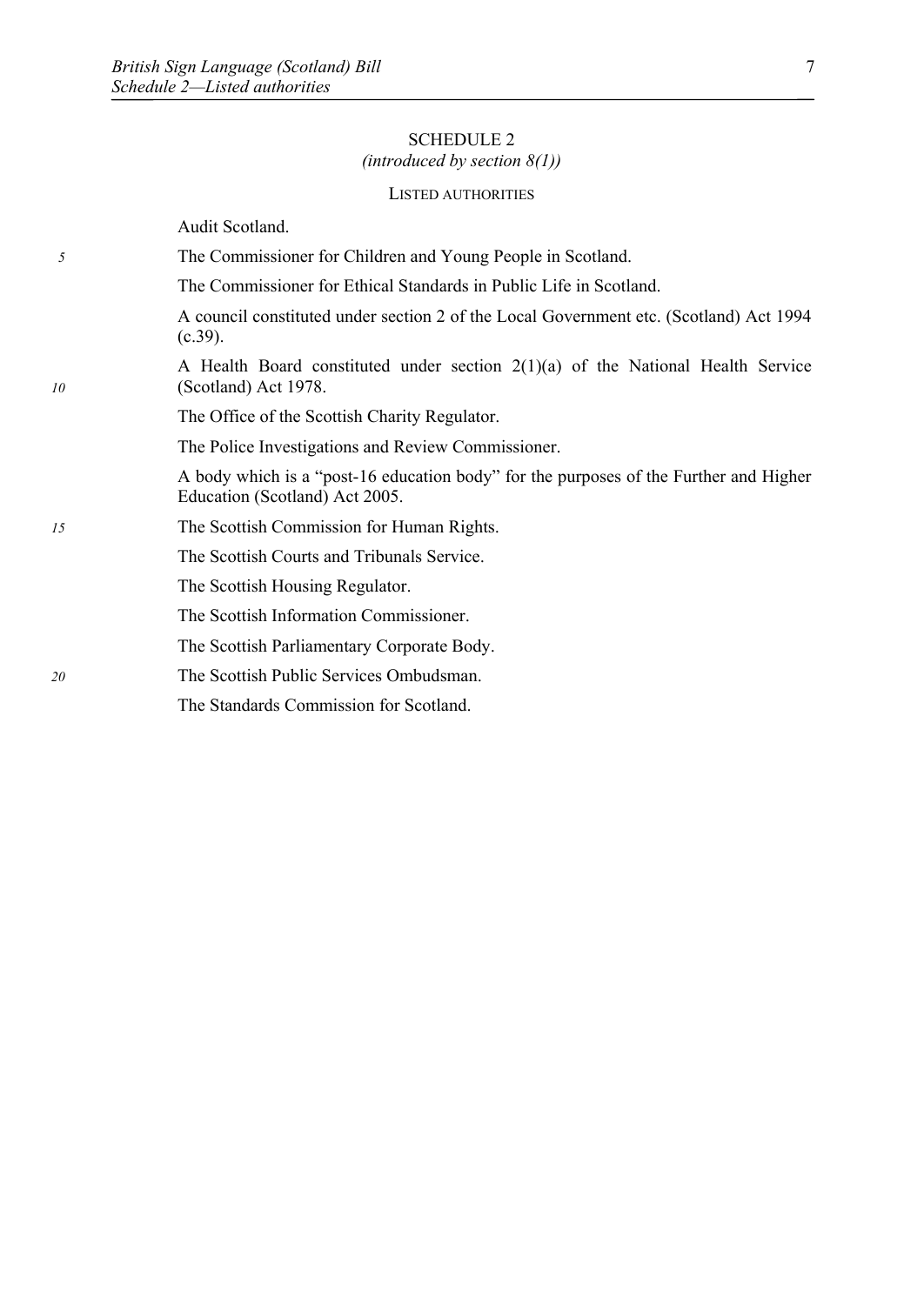## SCHEDULE 2

*(introduced by section 8(1))*

### LISTED AUTHORITIES

Audit Scotland.

The Commissioner for Children and Young People in Scotland.

The Commissioner for Ethical Standards in Public Life in Scotland.

A council constituted under section 2 of the Local Government etc. (Scotland) Act 1994 (c.39).

A Health Board constituted under section 2(1)(a) of the National Health Service (Scotland) Act 1978.

The Office of the Scottish Charity Regulator.

The Police Investigations and Review Commissioner.

A body which is a "post-16 education body" for the purposes of the Further and Higher Education (Scotland) Act 2005.

The Scottish Commission for Human Rights.

The Scottish Courts and Tribunals Service.

The Scottish Housing Regulator.

The Scottish Information Commissioner.

The Scottish Parliamentary Corporate Body.

The Scottish Public Services Ombudsman.

The Standards Commission for Scotland.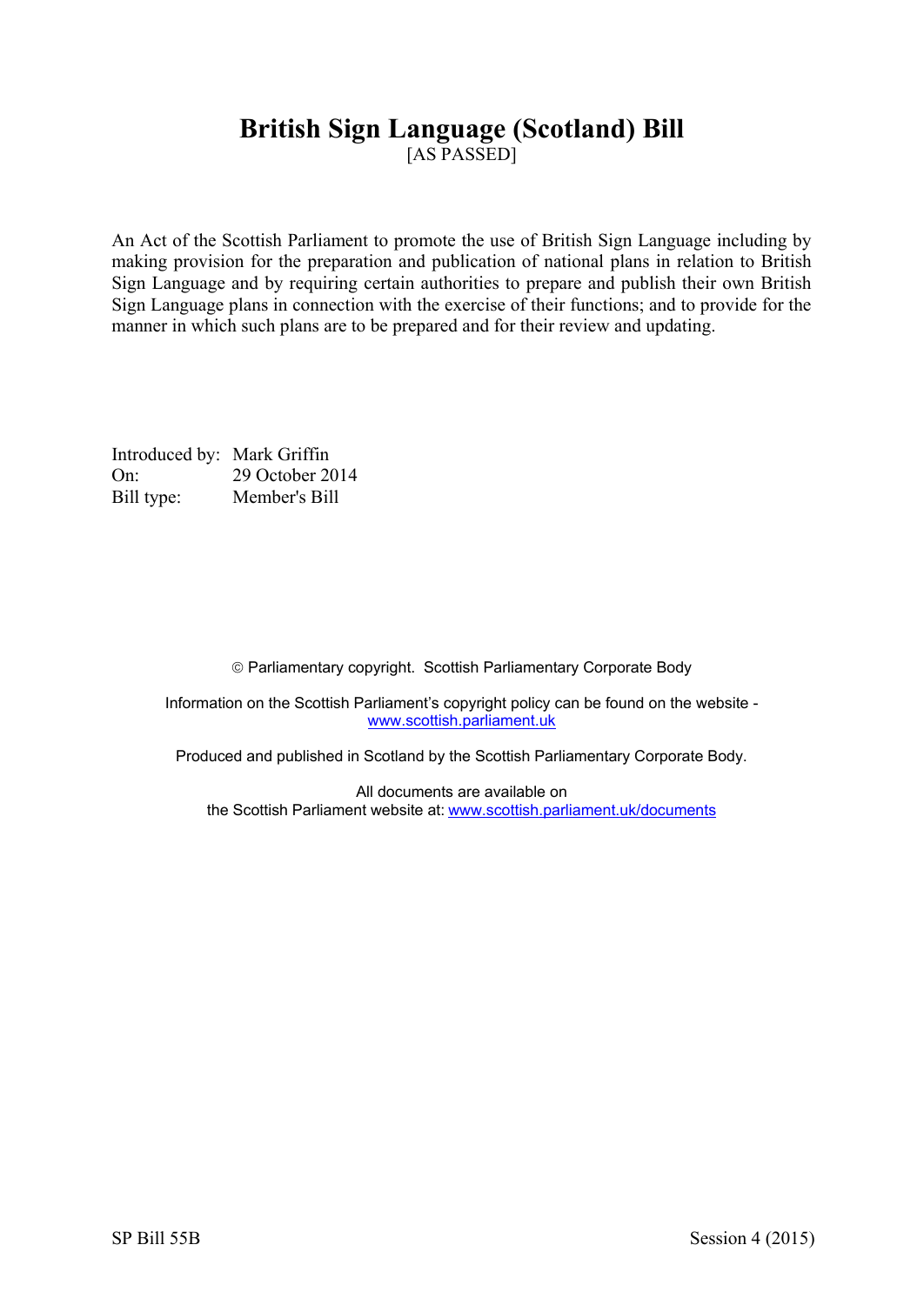# British Sign Language (Scotland) Bill

[AS PASSED]

An Act of the Scottish Parliament to promote the use of British Sign Language including by making provision for the preparation and publication of national plans in relation to British Sign Language and by requiring certain authorities to prepare and publish their own British Sign Language plans in connection with the exercise of their functions; and to provide for the manner in which such plans are to be prepared and for their review and updating.

| | |
|---|---|
| Introduced by: | Mark Griffin |
| On: | 29 October 2014 |
| Bill type: | Member's Bill |

© Parliamentary copyright. Scottish Parliamentary Corporate Body

Information on the Scottish Parliament's copyright policy can be found on the website - www.scottish.parliament.uk

Produced and published in Scotland by the Scottish Parliamentary Corporate Body.

All documents are available on the Scottish Parliament website at: www.scottish.parliament.uk/documents

SP Bill 55B

Session 4 (2015)